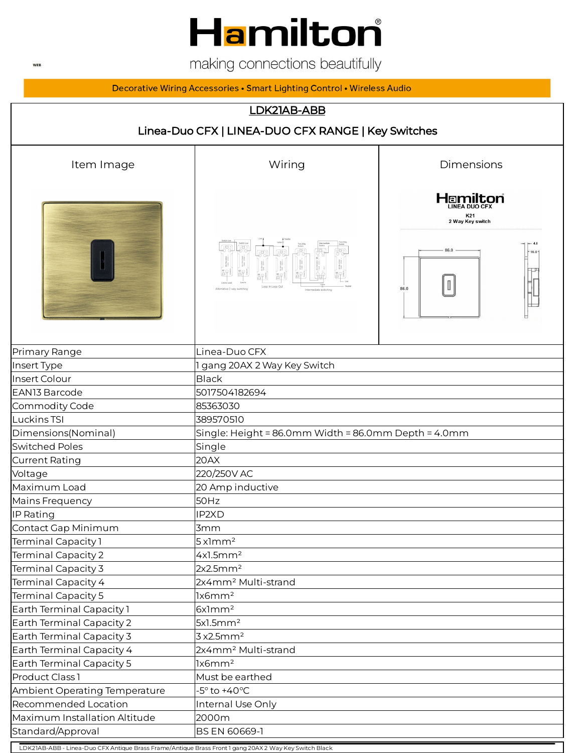# Hamilton

making connections beautifully

Decorative Wiring Accessories • Smart Lighting Control • Wireless Audio

## LDK21AB-ABB

### Linea-Duo CFX | LINEA-DUO CFX RANGE | Key Switches

| Item Image | Wiring | Dimensions |
| --- | --- | --- |
| | | |

| | |
| --- | --- |
| Primary Range | Linea-Duo CFX |
| Insert Type | 1 gang 20AX 2 Way Key Switch |
| Insert Colour | Black |
| EAN13 Barcode | 5017504182694 |
| Commodity Code | 85363030 |
| Luckins TSI | 389570510 |
| Dimensions(Nominal) | Single: Height = 86.0mm Width = 86.0mm Depth = 4.0mm |
| Switched Poles | Single |
| Current Rating | 20AX |
| Voltage | 220/250V AC |
| Maximum Load | 20 Amp inductive |
| Mains Frequency | 50Hz |
| IP Rating | IP2XD |
| Contact Gap Minimum | 3mm |
| Terminal Capacity 1 | 5 x1mm² |
| Terminal Capacity 2 | 4x1.5mm² |
| Terminal Capacity 3 | 2x2.5mm² |
| Terminal Capacity 4 | 2x4mm² Multi-strand |
| Terminal Capacity 5 | 1x6mm² |
| Earth Terminal Capacity 1 | 6x1mm² |
| Earth Terminal Capacity 2 | 5x1.5mm² |
| Earth Terminal Capacity 3 | 3 x2.5mm² |
| Earth Terminal Capacity 4 | 2x4mm² Multi-strand |
| Earth Terminal Capacity 5 | 1x6mm² |
| Product Class 1 | Must be earthed |
| Ambient Operating Temperature | -5° to +40°C |
| Recommended Location | Internal Use Only |
| Maximum Installation Altitude | 2000m |
| Standard/Approval | BS EN 60669-1 |

LDK21AB-ABB - Linea-Duo CFX Antique Brass Frame/Antique Brass Front 1 gang 20AX 2 Way Key Switch Black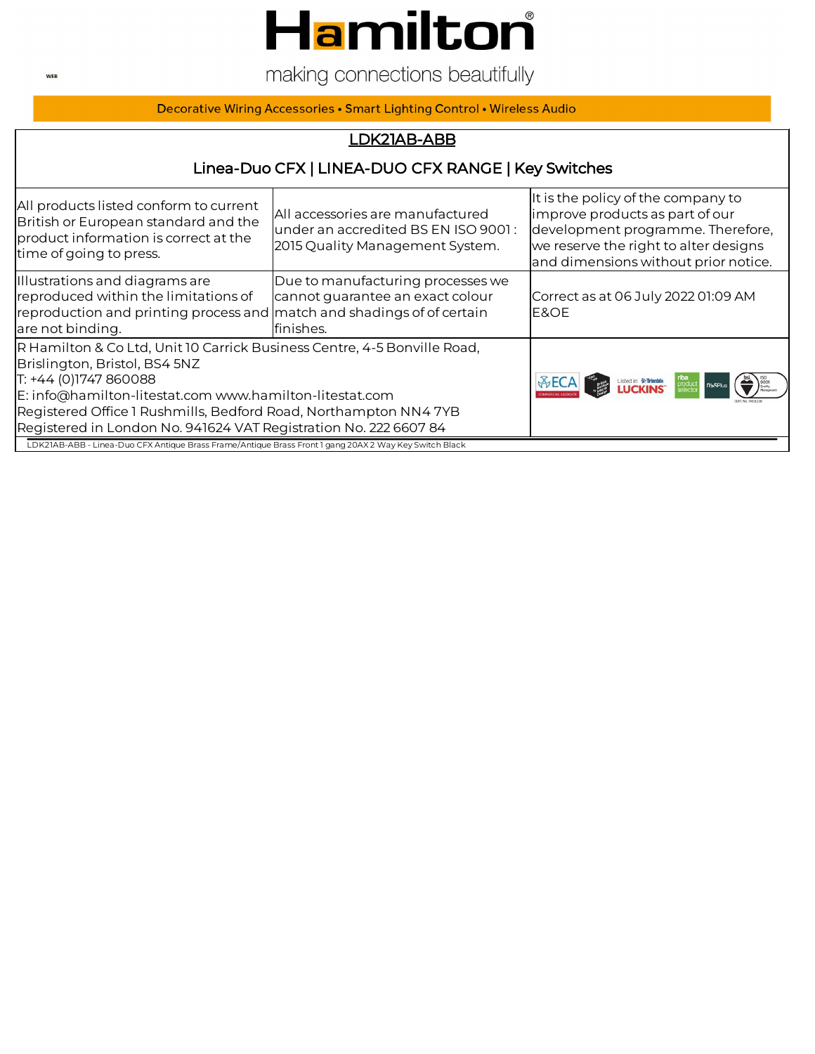# Hamilton

making connections beautifully

Decorative Wiring Accessories • Smart Lighting Control • Wireless Audio

## LDK21AB-ABB

### Linea-Duo CFX | LINEA-DUO CFX RANGE | Key Switches

| | | |
|---|---|---|
| All products listed conform to current British or European standard and the product information is correct at the time of going to press. | All accessories are manufactured under an accredited BS EN ISO 9001 : 2015 Quality Management System. | It is the policy of the company to improve products as part of our development programme. Therefore, we reserve the right to alter designs and dimensions without prior notice. |
| Illustrations and diagrams are reproduced within the limitations of reproduction and printing process and are not binding. | Due to manufacturing processes we cannot guarantee an exact colour match and shadings of of certain finishes. | Correct as at 06 July 2022 01:09 AM E&OE |

R Hamilton & Co Ltd, Unit 10 Carrick Business Centre, 4-5 Bonville Road, Brislington, Bristol, BS4 5NZ
T: +44 (0)1747 860088
E: info@hamilton-litestat.com www.hamilton-litestat.com
Registered Office 1 Rushmills, Bedford Road, Northampton NN4 7YB
Registered in London No. 941624 VAT Registration No. 222 6607 84

LDK21AB-ABB - Linea-Duo CFX Antique Brass Frame/Antique Brass Front 1 gang 20AX 2 Way Key Switch Black